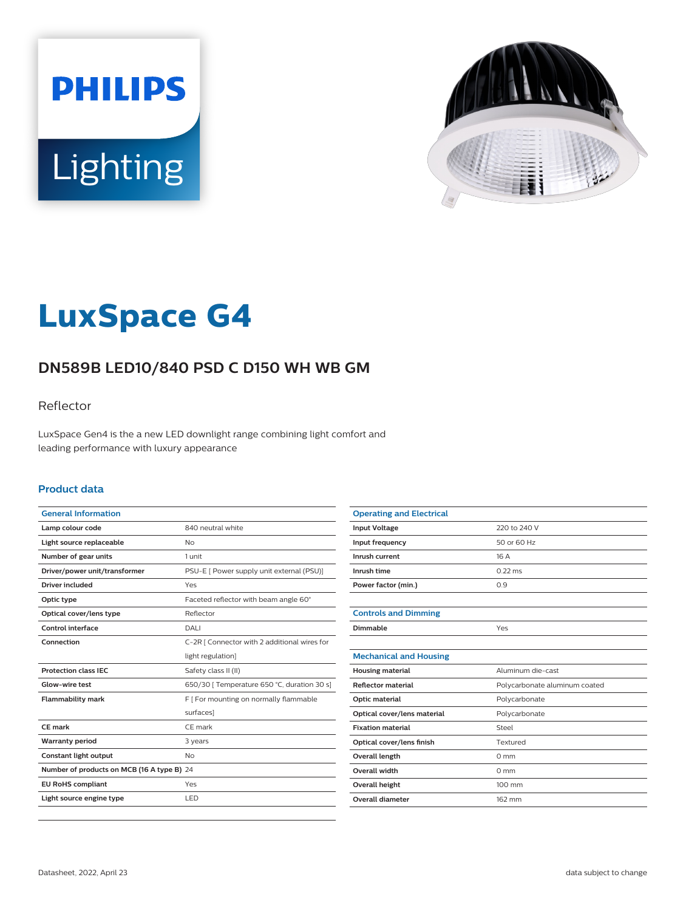# LuxSpace G4

## DN589B LED10/840 PSD C D150 WH WB GM

Reflector

LuxSpace Gen4 is the a new LED downlight range combining light comfort and leading performance with luxury appearance

### Product data

| General Information | |
|---|---|
| Lamp colour code | 840 neutral white |
| Light source replaceable | No |
| Number of gear units | 1 unit |
| Driver/power unit/transformer | PSU-E [ Power supply unit external (PSU)] |
| Driver included | Yes |
| Optic type | Faceted reflector with beam angle 60° |
| Optical cover/lens type | Reflector |
| Control interface | DALI |
| Connection | C-2R [ Connector with 2 additional wires for light regulation] |
| Protection class IEC | Safety class II (II) |
| Glow-wire test | 650/30 [ Temperature 650 °C, duration 30 s] |
| Flammability mark | F [ For mounting on normally flammable surfaces] |
| CE mark | CE mark |
| Warranty period | 3 years |
| Constant light output | No |
| Number of products on MCB (16 A type B) | 24 |
| EU RoHS compliant | Yes |
| Light source engine type | LED |

| Operating and Electrical | |
|---|---|
| Input Voltage | 220 to 240 V |
| Input frequency | 50 or 60 Hz |
| Inrush current | 16 A |
| Inrush time | 0.22 ms |
| Power factor (min.) | 0.9 |

| Controls and Dimming | |
|---|---|
| Dimmable | Yes |

| Mechanical and Housing | |
|---|---|
| Housing material | Aluminum die-cast |
| Reflector material | Polycarbonate aluminum coated |
| Optic material | Polycarbonate |
| Optical cover/lens material | Polycarbonate |
| Fixation material | Steel |
| Optical cover/lens finish | Textured |
| Overall length | 0 mm |
| Overall width | 0 mm |
| Overall height | 100 mm |
| Overall diameter | 162 mm |

Datasheet, 2022, April 23

data subject to change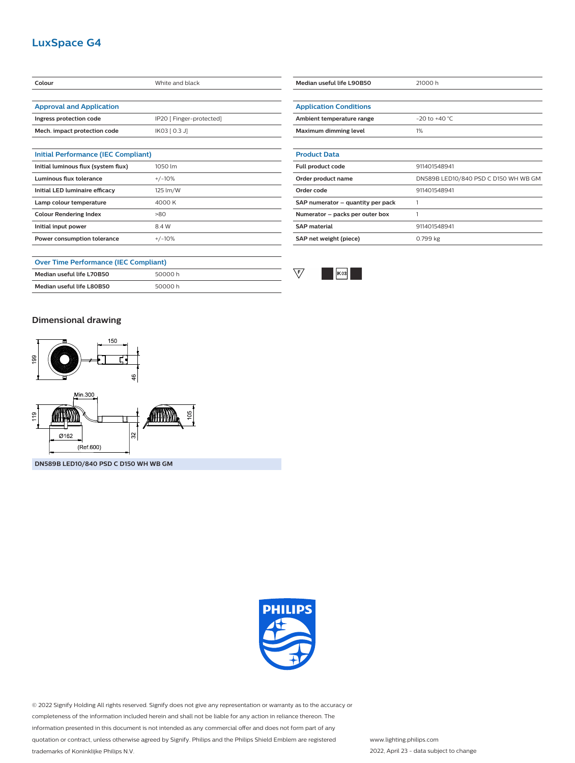# LuxSpace G4

| | |
|---|---|
| Colour | White and black |

## Approval and Application

| | |
|---|---|
| Ingress protection code | IP20 [ Finger-protected] |
| Mech. impact protection code | IK03 [ 0.3 J] |

## Initial Performance (IEC Compliant)

| | |
|---|---|
| Initial luminous flux (system flux) | 1050 lm |
| Luminous flux tolerance | +/-10% |
| Initial LED luminaire efficacy | 125 lm/W |
| Lamp colour temperature | 4000 K |
| Colour Rendering Index | >80 |
| Initial input power | 8.4 W |
| Power consumption tolerance | +/-10% |

## Over Time Performance (IEC Compliant)

| | |
|---|---|
| Median useful life L70B50 | 50000 h |
| Median useful life L80B50 | 50000 h |
| Median useful life L90B50 | 21000 h |

## Application Conditions

| | |
|---|---|
| Ambient temperature range | -20 to +40 °C |
| Maximum dimming level | 1% |

## Product Data

| | |
|---|---|
| Full product code | 911401548941 |
| Order product name | DN589B LED10/840 PSD C D150 WH WB GM |
| Order code | 911401548941 |
| SAP numerator – quantity per pack | 1 |
| Numerator – packs per outer box | 1 |
| SAP material | 911401548941 |
| SAP net weight (piece) | 0.799 kg |

F IK03

## Dimensional drawing

150
199
46
Min.300
119
Ø162
(Ref.600)
32
105

**DN589B LED10/840 PSD C D150 WH WB GM**

© 2022 Signify Holding All rights reserved. Signify does not give any representation or warranty as to the accuracy or completeness of the information included herein and shall not be liable for any action in reliance thereon. The information presented in this document is not intended as any commercial offer and does not form part of any quotation or contract, unless otherwise agreed by Signify. Philips and the Philips Shield Emblem are registered trademarks of Koninklijke Philips N.V.

www.lighting.philips.com
2022, April 23 - data subject to change